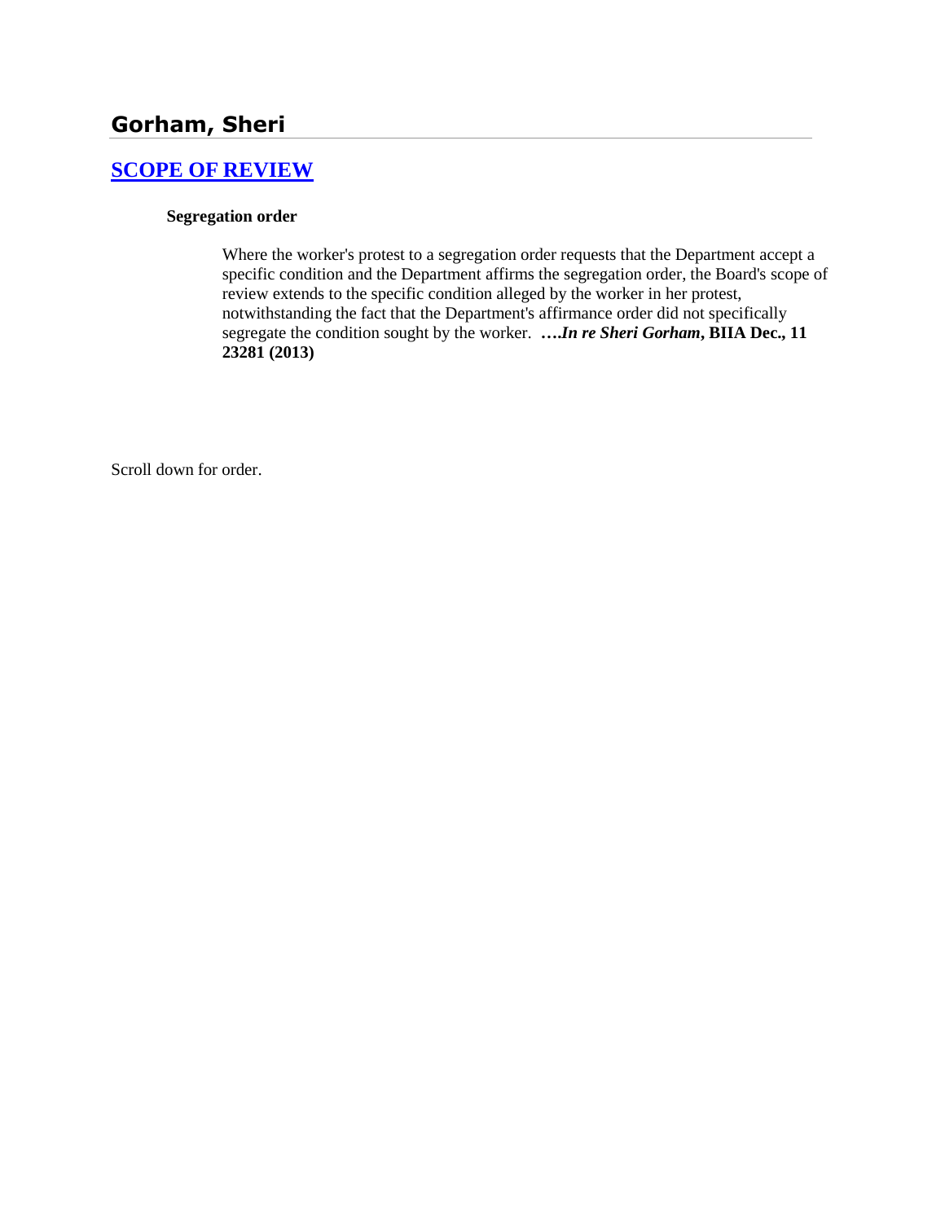# Gorham, Sheri

## [SCOPE OF REVIEW]

**Segregation order**

Where the worker's protest to a segregation order requests that the Department accept a specific condition and the Department affirms the segregation order, the Board's scope of review extends to the specific condition alleged by the worker in her protest, notwithstanding the fact that the Department's affirmance order did not specifically segregate the condition sought by the worker. ****….In re Sheri Gorham*, BIIA Dec., 11 23281 (2013)**

Scroll down for order.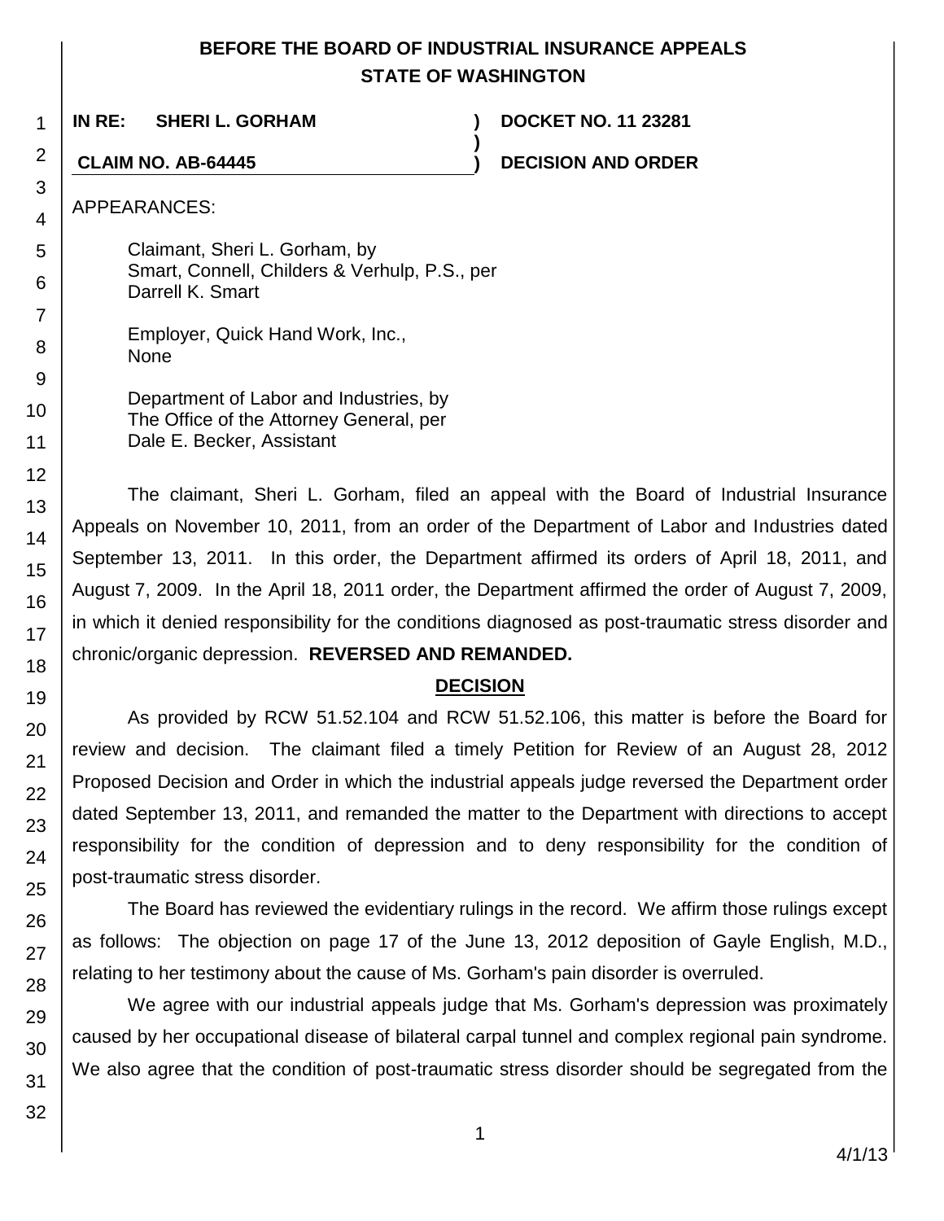# BEFORE THE BOARD OF INDUSTRIAL INSURANCE APPEALS
# STATE OF WASHINGTON

**IN RE: SHERI L. GORHAM** ) **DOCKET NO. 11 23281**
)
**CLAIM NO. AB-64445** ) **DECISION AND ORDER**

APPEARANCES:

Claimant, Sheri L. Gorham, by
Smart, Connell, Childers & Verhulp, P.S., per
Darrell K. Smart

Employer, Quick Hand Work, Inc.,
None

Department of Labor and Industries, by
The Office of the Attorney General, per
Dale E. Becker, Assistant

The claimant, Sheri L. Gorham, filed an appeal with the Board of Industrial Insurance Appeals on November 10, 2011, from an order of the Department of Labor and Industries dated September 13, 2011. In this order, the Department affirmed its orders of April 18, 2011, and August 7, 2009. In the April 18, 2011 order, the Department affirmed the order of August 7, 2009, in which it denied responsibility for the conditions diagnosed as post-traumatic stress disorder and chronic/organic depression. **REVERSED AND REMANDED.**

## DECISION

As provided by RCW 51.52.104 and RCW 51.52.106, this matter is before the Board for review and decision. The claimant filed a timely Petition for Review of an August 28, 2012 Proposed Decision and Order in which the industrial appeals judge reversed the Department order dated September 13, 2011, and remanded the matter to the Department with directions to accept responsibility for the condition of depression and to deny responsibility for the condition of post-traumatic stress disorder.

The Board has reviewed the evidentiary rulings in the record. We affirm those rulings except as follows: The objection on page 17 of the June 13, 2012 deposition of Gayle English, M.D., relating to her testimony about the cause of Ms. Gorham's pain disorder is overruled.

We agree with our industrial appeals judge that Ms. Gorham's depression was proximately caused by her occupational disease of bilateral carpal tunnel and complex regional pain syndrome. We also agree that the condition of post-traumatic stress disorder should be segregated from the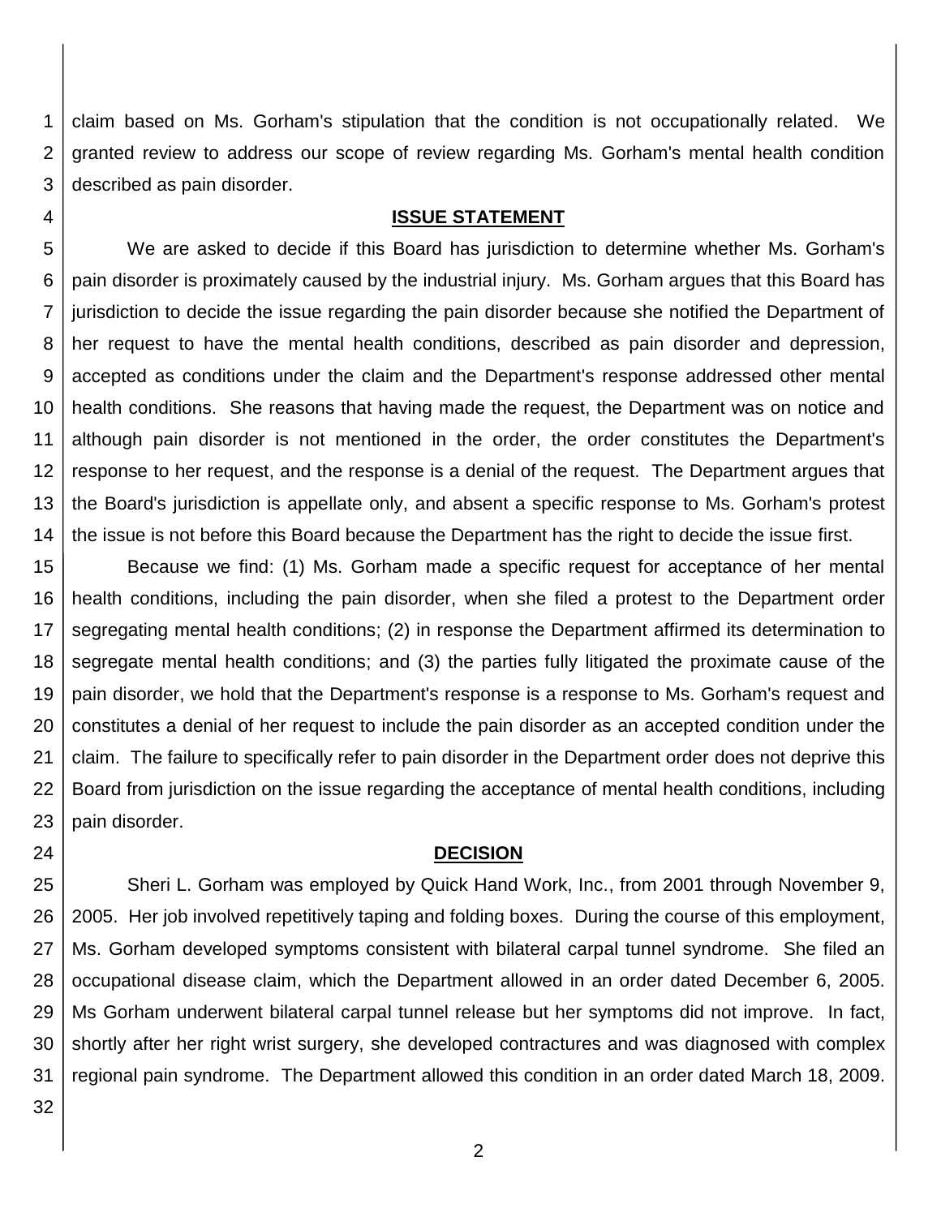claim based on Ms. Gorham's stipulation that the condition is not occupationally related. We granted review to address our scope of review regarding Ms. Gorham's mental health condition described as pain disorder.

## ISSUE STATEMENT

We are asked to decide if this Board has jurisdiction to determine whether Ms. Gorham's pain disorder is proximately caused by the industrial injury. Ms. Gorham argues that this Board has jurisdiction to decide the issue regarding the pain disorder because she notified the Department of her request to have the mental health conditions, described as pain disorder and depression, accepted as conditions under the claim and the Department's response addressed other mental health conditions. She reasons that having made the request, the Department was on notice and although pain disorder is not mentioned in the order, the order constitutes the Department's response to her request, and the response is a denial of the request. The Department argues that the Board's jurisdiction is appellate only, and absent a specific response to Ms. Gorham's protest the issue is not before this Board because the Department has the right to decide the issue first.

Because we find: (1) Ms. Gorham made a specific request for acceptance of her mental health conditions, including the pain disorder, when she filed a protest to the Department order segregating mental health conditions; (2) in response the Department affirmed its determination to segregate mental health conditions; and (3) the parties fully litigated the proximate cause of the pain disorder, we hold that the Department's response is a response to Ms. Gorham's request and constitutes a denial of her request to include the pain disorder as an accepted condition under the claim. The failure to specifically refer to pain disorder in the Department order does not deprive this Board from jurisdiction on the issue regarding the acceptance of mental health conditions, including pain disorder.

## DECISION

Sheri L. Gorham was employed by Quick Hand Work, Inc., from 2001 through November 9, 2005. Her job involved repetitively taping and folding boxes. During the course of this employment, Ms. Gorham developed symptoms consistent with bilateral carpal tunnel syndrome. She filed an occupational disease claim, which the Department allowed in an order dated December 6, 2005. Ms Gorham underwent bilateral carpal tunnel release but her symptoms did not improve. In fact, shortly after her right wrist surgery, she developed contractures and was diagnosed with complex regional pain syndrome. The Department allowed this condition in an order dated March 18, 2009.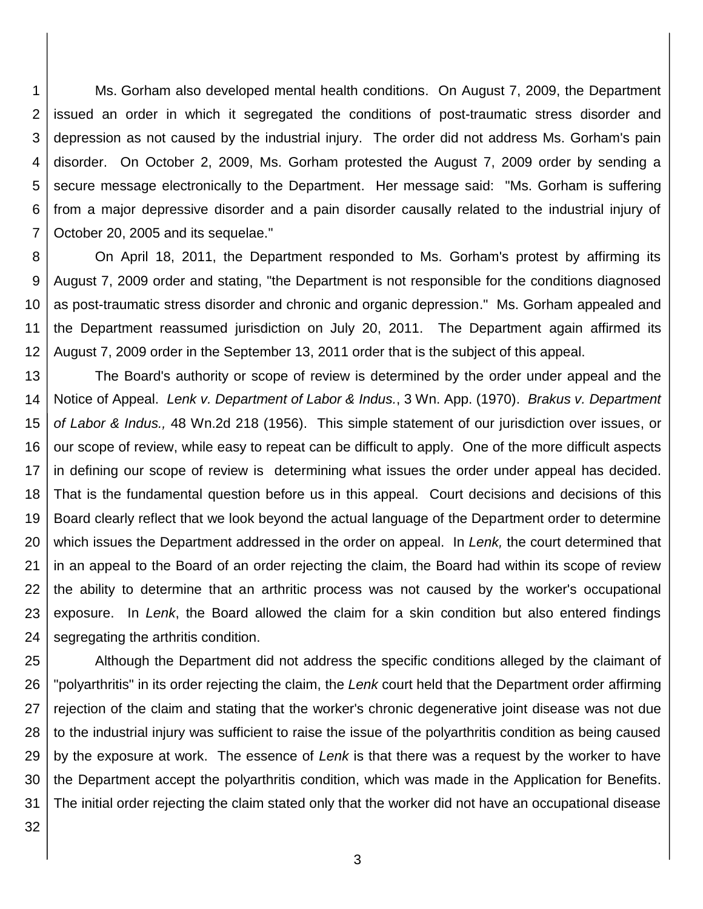Ms. Gorham also developed mental health conditions. On August 7, 2009, the Department issued an order in which it segregated the conditions of post-traumatic stress disorder and depression as not caused by the industrial injury. The order did not address Ms. Gorham's pain disorder. On October 2, 2009, Ms. Gorham protested the August 7, 2009 order by sending a secure message electronically to the Department. Her message said: "Ms. Gorham is suffering from a major depressive disorder and a pain disorder causally related to the industrial injury of October 20, 2005 and its sequelae."

On April 18, 2011, the Department responded to Ms. Gorham's protest by affirming its August 7, 2009 order and stating, "the Department is not responsible for the conditions diagnosed as post-traumatic stress disorder and chronic and organic depression." Ms. Gorham appealed and the Department reassumed jurisdiction on July 20, 2011. The Department again affirmed its August 7, 2009 order in the September 13, 2011 order that is the subject of this appeal.

The Board's authority or scope of review is determined by the order under appeal and the Notice of Appeal. *Lenk v. Department of Labor & Indus.*, 3 Wn. App. (1970). *Brakus v. Department of Labor & Indus.,* 48 Wn.2d 218 (1956). This simple statement of our jurisdiction over issues, or our scope of review, while easy to repeat can be difficult to apply. One of the more difficult aspects in defining our scope of review is determining what issues the order under appeal has decided. That is the fundamental question before us in this appeal. Court decisions and decisions of this Board clearly reflect that we look beyond the actual language of the Department order to determine which issues the Department addressed in the order on appeal. In *Lenk,* the court determined that in an appeal to the Board of an order rejecting the claim, the Board had within its scope of review the ability to determine that an arthritic process was not caused by the worker's occupational exposure. In *Lenk*, the Board allowed the claim for a skin condition but also entered findings segregating the arthritis condition.

Although the Department did not address the specific conditions alleged by the claimant of "polyarthritis" in its order rejecting the claim, the *Lenk* court held that the Department order affirming rejection of the claim and stating that the worker's chronic degenerative joint disease was not due to the industrial injury was sufficient to raise the issue of the polyarthritis condition as being caused by the exposure at work. The essence of *Lenk* is that there was a request by the worker to have the Department accept the polyarthritis condition, which was made in the Application for Benefits. The initial order rejecting the claim stated only that the worker did not have an occupational disease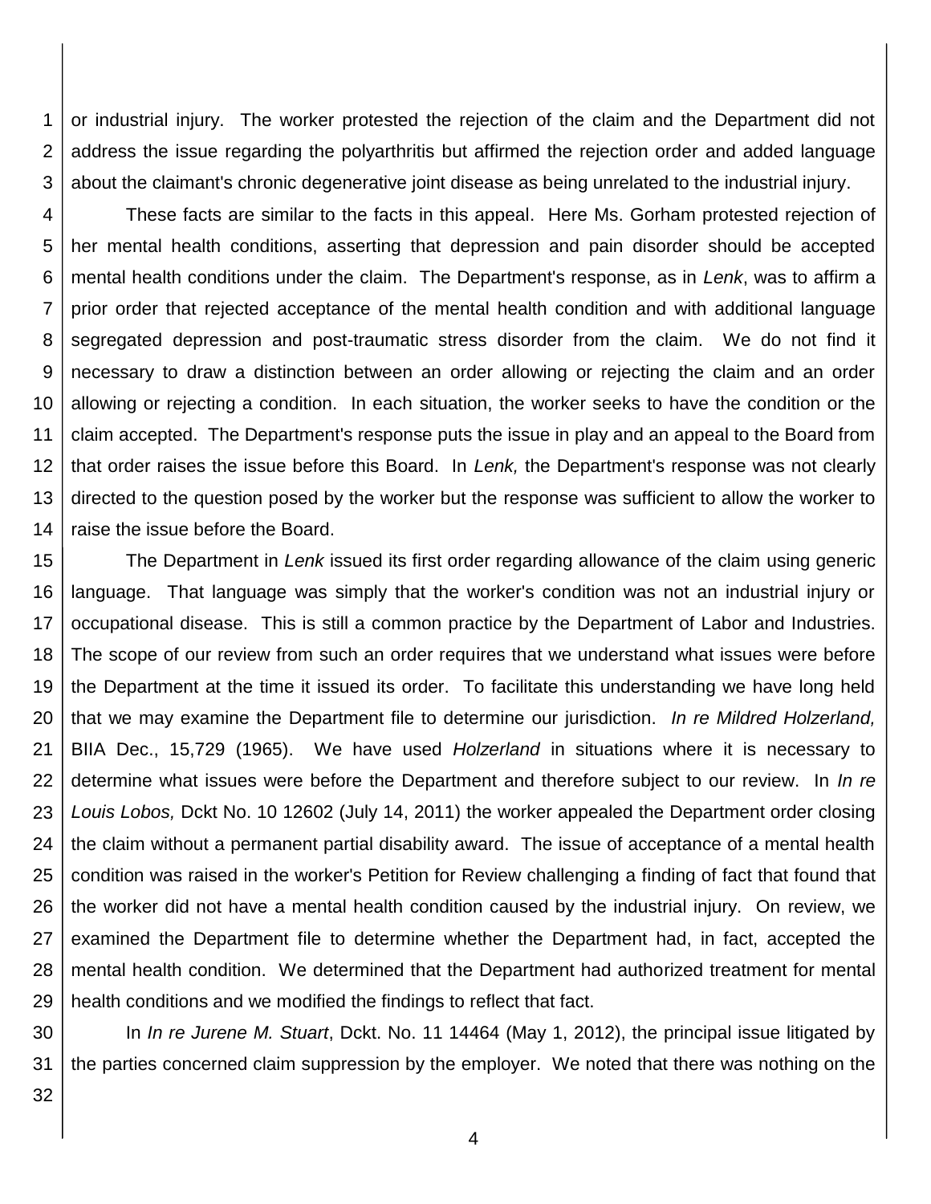or industrial injury. The worker protested the rejection of the claim and the Department did not address the issue regarding the polyarthritis but affirmed the rejection order and added language about the claimant's chronic degenerative joint disease as being unrelated to the industrial injury.

These facts are similar to the facts in this appeal. Here Ms. Gorham protested rejection of her mental health conditions, asserting that depression and pain disorder should be accepted mental health conditions under the claim. The Department's response, as in *Lenk*, was to affirm a prior order that rejected acceptance of the mental health condition and with additional language segregated depression and post-traumatic stress disorder from the claim. We do not find it necessary to draw a distinction between an order allowing or rejecting the claim and an order allowing or rejecting a condition. In each situation, the worker seeks to have the condition or the claim accepted. The Department's response puts the issue in play and an appeal to the Board from that order raises the issue before this Board. In *Lenk,* the Department's response was not clearly directed to the question posed by the worker but the response was sufficient to allow the worker to raise the issue before the Board.

The Department in *Lenk* issued its first order regarding allowance of the claim using generic language. That language was simply that the worker's condition was not an industrial injury or occupational disease. This is still a common practice by the Department of Labor and Industries. The scope of our review from such an order requires that we understand what issues were before the Department at the time it issued its order. To facilitate this understanding we have long held that we may examine the Department file to determine our jurisdiction. *In re Mildred Holzerland,* BIIA Dec., 15,729 (1965). We have used *Holzerland* in situations where it is necessary to determine what issues were before the Department and therefore subject to our review. In *In re Louis Lobos,* Dckt No. 10 12602 (July 14, 2011) the worker appealed the Department order closing the claim without a permanent partial disability award. The issue of acceptance of a mental health condition was raised in the worker's Petition for Review challenging a finding of fact that found that the worker did not have a mental health condition caused by the industrial injury. On review, we examined the Department file to determine whether the Department had, in fact, accepted the mental health condition. We determined that the Department had authorized treatment for mental health conditions and we modified the findings to reflect that fact.

In *In re Jurene M. Stuart*, Dckt. No. 11 14464 (May 1, 2012), the principal issue litigated by the parties concerned claim suppression by the employer. We noted that there was nothing on the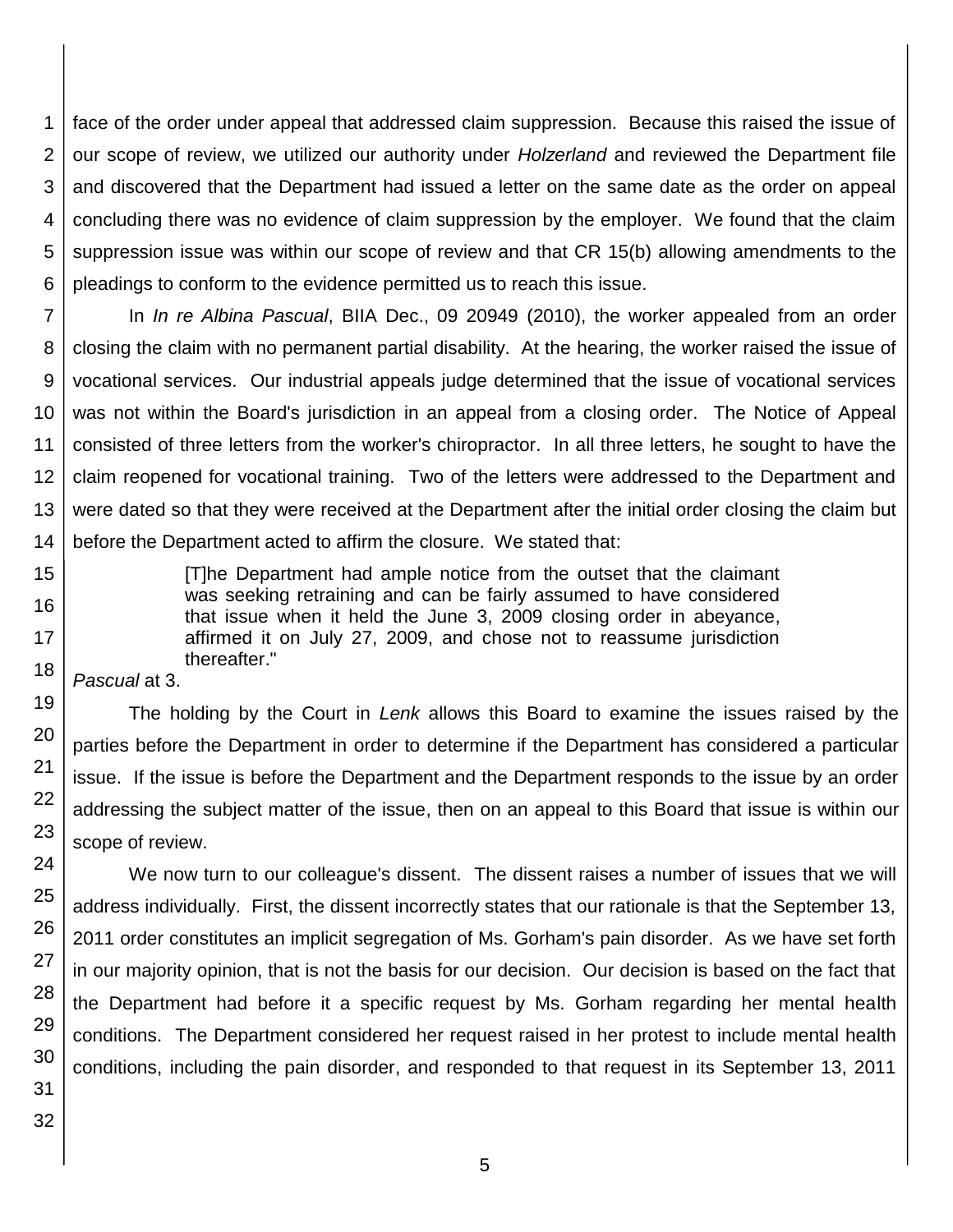face of the order under appeal that addressed claim suppression. Because this raised the issue of our scope of review, we utilized our authority under *Holzerland* and reviewed the Department file and discovered that the Department had issued a letter on the same date as the order on appeal concluding there was no evidence of claim suppression by the employer. We found that the claim suppression issue was within our scope of review and that CR 15(b) allowing amendments to the pleadings to conform to the evidence permitted us to reach this issue.

In *In re Albina Pascual*, BIIA Dec., 09 20949 (2010), the worker appealed from an order closing the claim with no permanent partial disability. At the hearing, the worker raised the issue of vocational services. Our industrial appeals judge determined that the issue of vocational services was not within the Board's jurisdiction in an appeal from a closing order. The Notice of Appeal consisted of three letters from the worker's chiropractor. In all three letters, he sought to have the claim reopened for vocational training. Two of the letters were addressed to the Department and were dated so that they were received at the Department after the initial order closing the claim but before the Department acted to affirm the closure. We stated that:

> [T]he Department had ample notice from the outset that the claimant was seeking retraining and can be fairly assumed to have considered that issue when it held the June 3, 2009 closing order in abeyance, affirmed it on July 27, 2009, and chose not to reassume jurisdiction thereafter."

*Pascual* at 3.

The holding by the Court in *Lenk* allows this Board to examine the issues raised by the parties before the Department in order to determine if the Department has considered a particular issue. If the issue is before the Department and the Department responds to the issue by an order addressing the subject matter of the issue, then on an appeal to this Board that issue is within our scope of review.

We now turn to our colleague's dissent. The dissent raises a number of issues that we will address individually. First, the dissent incorrectly states that our rationale is that the September 13, 2011 order constitutes an implicit segregation of Ms. Gorham's pain disorder. As we have set forth in our majority opinion, that is not the basis for our decision. Our decision is based on the fact that the Department had before it a specific request by Ms. Gorham regarding her mental health conditions. The Department considered her request raised in her protest to include mental health conditions, including the pain disorder, and responded to that request in its September 13, 2011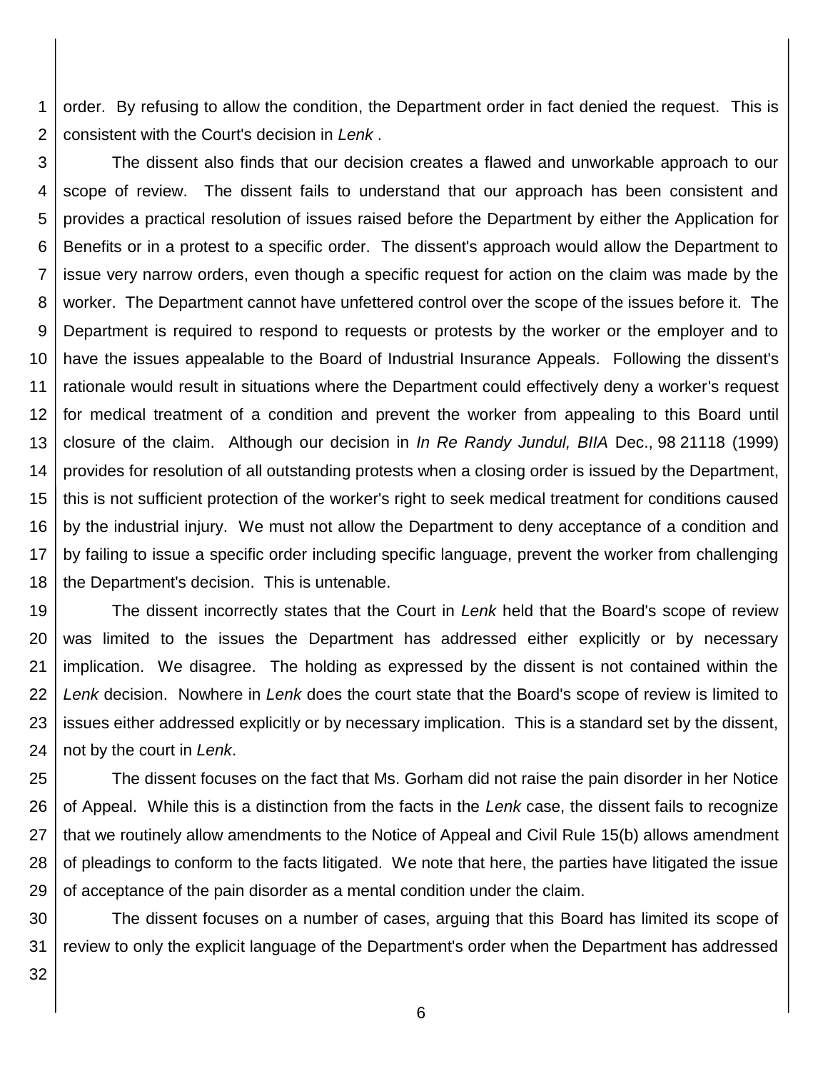order. By refusing to allow the condition, the Department order in fact denied the request. This is consistent with the Court's decision in *Lenk* .

The dissent also finds that our decision creates a flawed and unworkable approach to our scope of review. The dissent fails to understand that our approach has been consistent and provides a practical resolution of issues raised before the Department by either the Application for Benefits or in a protest to a specific order. The dissent's approach would allow the Department to issue very narrow orders, even though a specific request for action on the claim was made by the worker. The Department cannot have unfettered control over the scope of the issues before it. The Department is required to respond to requests or protests by the worker or the employer and to have the issues appealable to the Board of Industrial Insurance Appeals. Following the dissent's rationale would result in situations where the Department could effectively deny a worker's request for medical treatment of a condition and prevent the worker from appealing to this Board until closure of the claim. Although our decision in *In Re Randy Jundul, BIIA* Dec., 98 21118 (1999) provides for resolution of all outstanding protests when a closing order is issued by the Department, this is not sufficient protection of the worker's right to seek medical treatment for conditions caused by the industrial injury. We must not allow the Department to deny acceptance of a condition and by failing to issue a specific order including specific language, prevent the worker from challenging the Department's decision. This is untenable.

The dissent incorrectly states that the Court in *Lenk* held that the Board's scope of review was limited to the issues the Department has addressed either explicitly or by necessary implication. We disagree. The holding as expressed by the dissent is not contained within the *Lenk* decision. Nowhere in *Lenk* does the court state that the Board's scope of review is limited to issues either addressed explicitly or by necessary implication. This is a standard set by the dissent, not by the court in *Lenk*.

The dissent focuses on the fact that Ms. Gorham did not raise the pain disorder in her Notice of Appeal. While this is a distinction from the facts in the *Lenk* case, the dissent fails to recognize that we routinely allow amendments to the Notice of Appeal and Civil Rule 15(b) allows amendment of pleadings to conform to the facts litigated. We note that here, the parties have litigated the issue of acceptance of the pain disorder as a mental condition under the claim.

The dissent focuses on a number of cases, arguing that this Board has limited its scope of review to only the explicit language of the Department's order when the Department has addressed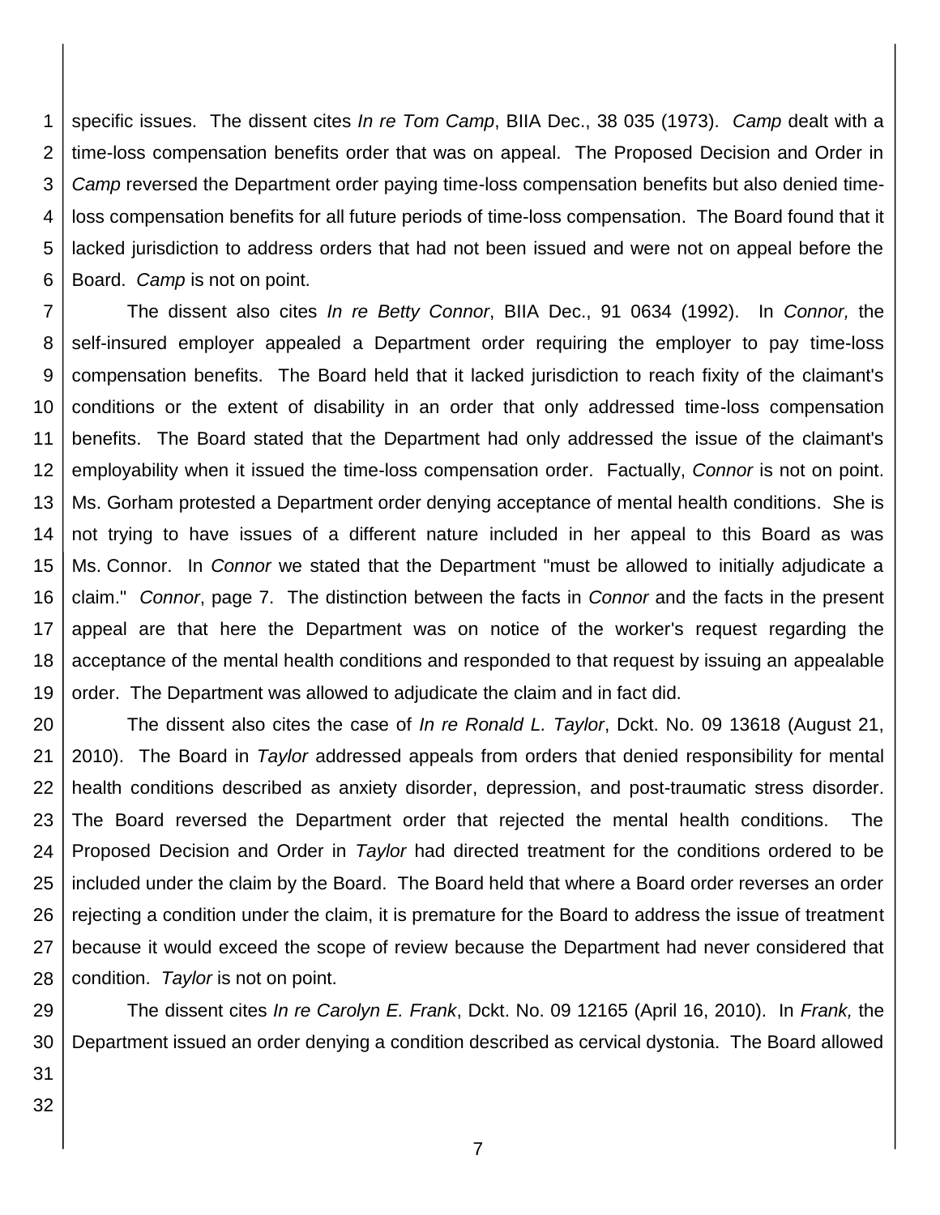specific issues. The dissent cites *In re Tom Camp*, BIIA Dec., 38 035 (1973). *Camp* dealt with a time-loss compensation benefits order that was on appeal. The Proposed Decision and Order in *Camp* reversed the Department order paying time-loss compensation benefits but also denied time-loss compensation benefits for all future periods of time-loss compensation. The Board found that it lacked jurisdiction to address orders that had not been issued and were not on appeal before the Board. *Camp* is not on point.

The dissent also cites *In re Betty Connor*, BIIA Dec., 91 0634 (1992). In *Connor,* the self-insured employer appealed a Department order requiring the employer to pay time-loss compensation benefits. The Board held that it lacked jurisdiction to reach fixity of the claimant's conditions or the extent of disability in an order that only addressed time-loss compensation benefits. The Board stated that the Department had only addressed the issue of the claimant's employability when it issued the time-loss compensation order. Factually, *Connor* is not on point. Ms. Gorham protested a Department order denying acceptance of mental health conditions. She is not trying to have issues of a different nature included in her appeal to this Board as was Ms. Connor. In *Connor* we stated that the Department "must be allowed to initially adjudicate a claim." *Connor*, page 7. The distinction between the facts in *Connor* and the facts in the present appeal are that here the Department was on notice of the worker's request regarding the acceptance of the mental health conditions and responded to that request by issuing an appealable order. The Department was allowed to adjudicate the claim and in fact did.

The dissent also cites the case of *In re Ronald L. Taylor*, Dckt. No. 09 13618 (August 21, 2010). The Board in *Taylor* addressed appeals from orders that denied responsibility for mental health conditions described as anxiety disorder, depression, and post-traumatic stress disorder. The Board reversed the Department order that rejected the mental health conditions. The Proposed Decision and Order in *Taylor* had directed treatment for the conditions ordered to be included under the claim by the Board. The Board held that where a Board order reverses an order rejecting a condition under the claim, it is premature for the Board to address the issue of treatment because it would exceed the scope of review because the Department had never considered that condition. *Taylor* is not on point.

The dissent cites *In re Carolyn E. Frank*, Dckt. No. 09 12165 (April 16, 2010). In *Frank,* the Department issued an order denying a condition described as cervical dystonia. The Board allowed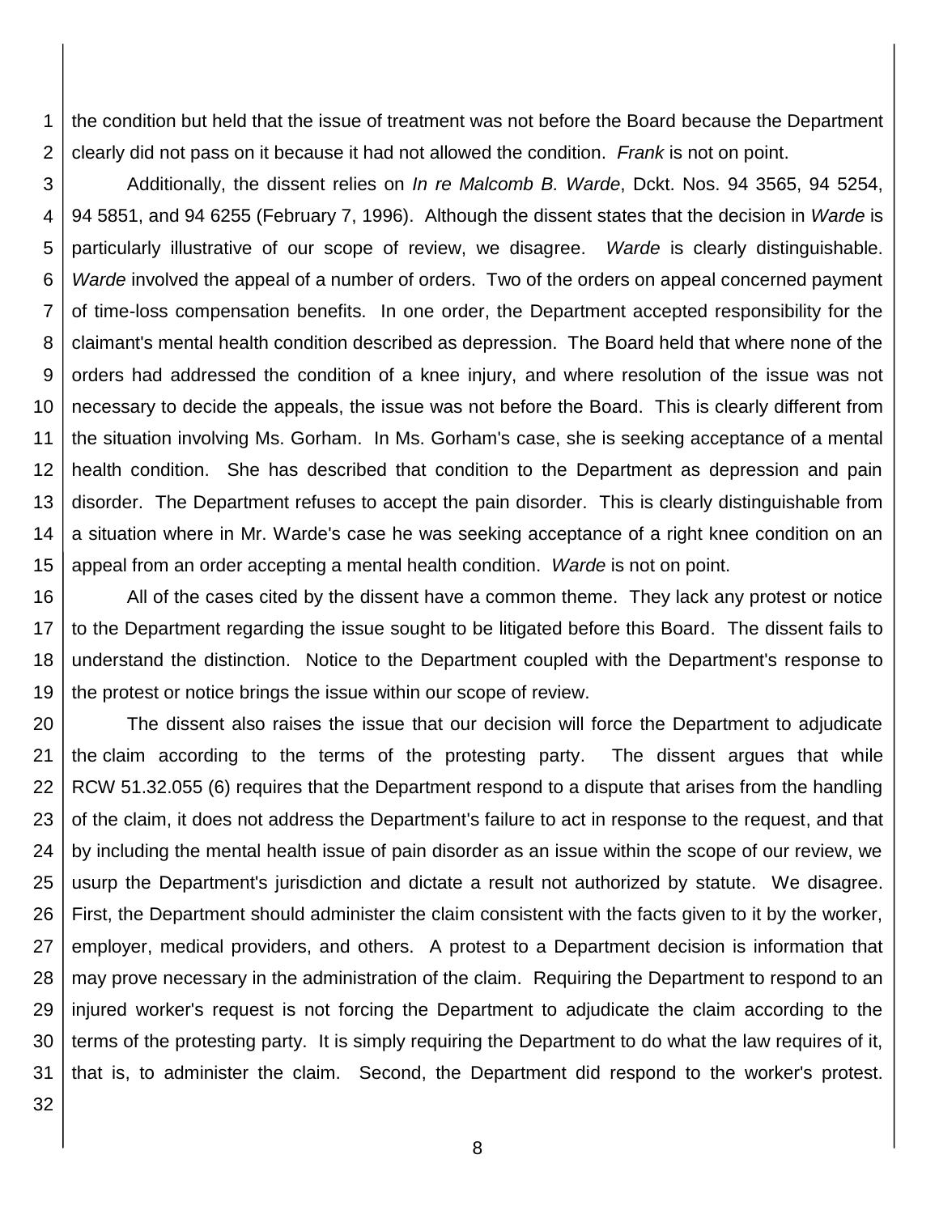the condition but held that the issue of treatment was not before the Board because the Department clearly did not pass on it because it had not allowed the condition. *Frank* is not on point.

Additionally, the dissent relies on *In re Malcomb B. Warde*, Dckt. Nos. 94 3565, 94 5254, 94 5851, and 94 6255 (February 7, 1996). Although the dissent states that the decision in *Warde* is particularly illustrative of our scope of review, we disagree. *Warde* is clearly distinguishable. *Warde* involved the appeal of a number of orders. Two of the orders on appeal concerned payment of time-loss compensation benefits. In one order, the Department accepted responsibility for the claimant's mental health condition described as depression. The Board held that where none of the orders had addressed the condition of a knee injury, and where resolution of the issue was not necessary to decide the appeals, the issue was not before the Board. This is clearly different from the situation involving Ms. Gorham. In Ms. Gorham's case, she is seeking acceptance of a mental health condition. She has described that condition to the Department as depression and pain disorder. The Department refuses to accept the pain disorder. This is clearly distinguishable from a situation where in Mr. Warde's case he was seeking acceptance of a right knee condition on an appeal from an order accepting a mental health condition. *Warde* is not on point.

All of the cases cited by the dissent have a common theme. They lack any protest or notice to the Department regarding the issue sought to be litigated before this Board. The dissent fails to understand the distinction. Notice to the Department coupled with the Department's response to the protest or notice brings the issue within our scope of review.

The dissent also raises the issue that our decision will force the Department to adjudicate the claim according to the terms of the protesting party. The dissent argues that while RCW 51.32.055 (6) requires that the Department respond to a dispute that arises from the handling of the claim, it does not address the Department's failure to act in response to the request, and that by including the mental health issue of pain disorder as an issue within the scope of our review, we usurp the Department's jurisdiction and dictate a result not authorized by statute. We disagree. First, the Department should administer the claim consistent with the facts given to it by the worker, employer, medical providers, and others. A protest to a Department decision is information that may prove necessary in the administration of the claim. Requiring the Department to respond to an injured worker's request is not forcing the Department to adjudicate the claim according to the terms of the protesting party. It is simply requiring the Department to do what the law requires of it, that is, to administer the claim. Second, the Department did respond to the worker's protest.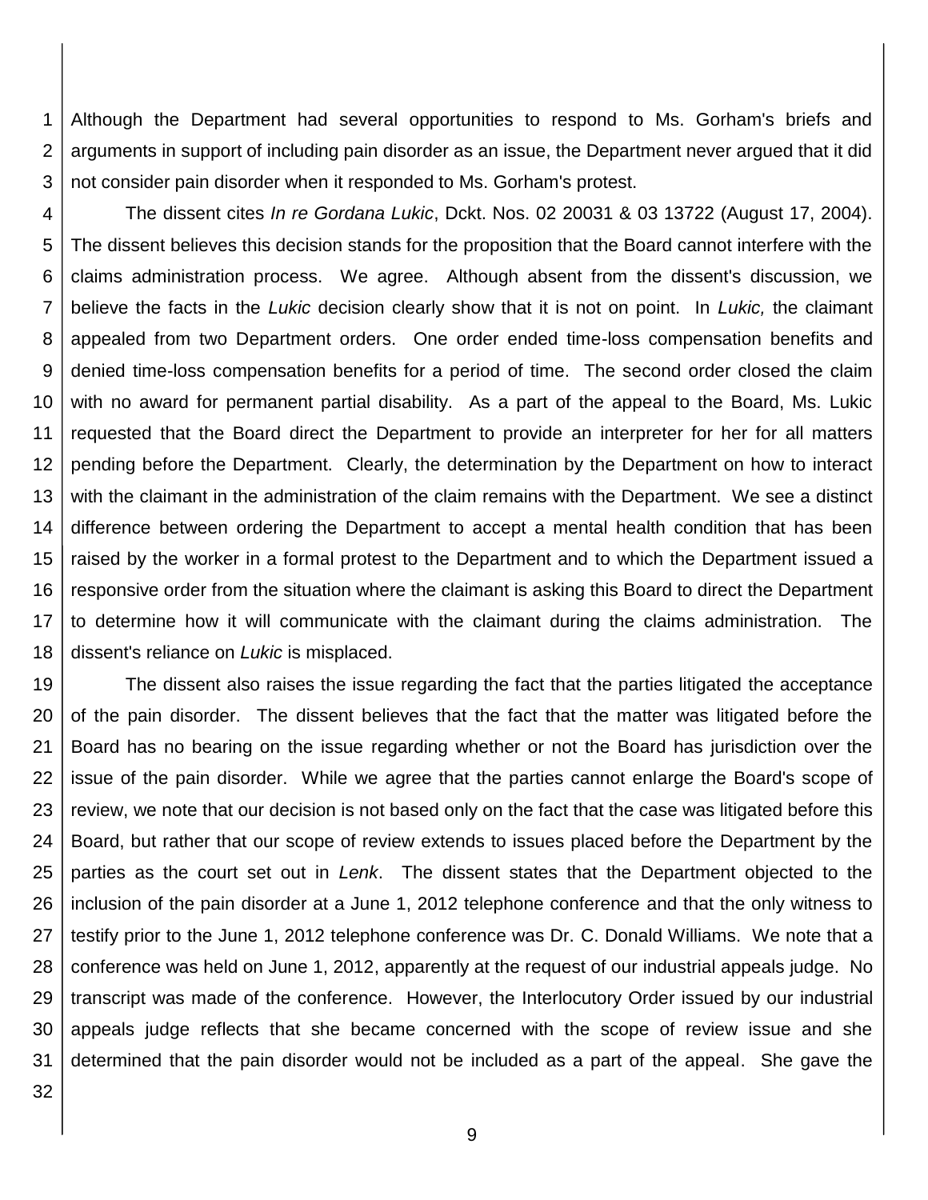Although the Department had several opportunities to respond to Ms. Gorham's briefs and arguments in support of including pain disorder as an issue, the Department never argued that it did not consider pain disorder when it responded to Ms. Gorham's protest.

The dissent cites *In re Gordana Lukic*, Dckt. Nos. 02 20031 & 03 13722 (August 17, 2004). The dissent believes this decision stands for the proposition that the Board cannot interfere with the claims administration process. We agree. Although absent from the dissent's discussion, we believe the facts in the *Lukic* decision clearly show that it is not on point. In *Lukic,* the claimant appealed from two Department orders. One order ended time-loss compensation benefits and denied time-loss compensation benefits for a period of time. The second order closed the claim with no award for permanent partial disability. As a part of the appeal to the Board, Ms. Lukic requested that the Board direct the Department to provide an interpreter for her for all matters pending before the Department. Clearly, the determination by the Department on how to interact with the claimant in the administration of the claim remains with the Department. We see a distinct difference between ordering the Department to accept a mental health condition that has been raised by the worker in a formal protest to the Department and to which the Department issued a responsive order from the situation where the claimant is asking this Board to direct the Department to determine how it will communicate with the claimant during the claims administration. The dissent's reliance on *Lukic* is misplaced.

The dissent also raises the issue regarding the fact that the parties litigated the acceptance of the pain disorder. The dissent believes that the fact that the matter was litigated before the Board has no bearing on the issue regarding whether or not the Board has jurisdiction over the issue of the pain disorder. While we agree that the parties cannot enlarge the Board's scope of review, we note that our decision is not based only on the fact that the case was litigated before this Board, but rather that our scope of review extends to issues placed before the Department by the parties as the court set out in *Lenk*. The dissent states that the Department objected to the inclusion of the pain disorder at a June 1, 2012 telephone conference and that the only witness to testify prior to the June 1, 2012 telephone conference was Dr. C. Donald Williams. We note that a conference was held on June 1, 2012, apparently at the request of our industrial appeals judge. No transcript was made of the conference. However, the Interlocutory Order issued by our industrial appeals judge reflects that she became concerned with the scope of review issue and she determined that the pain disorder would not be included as a part of the appeal. She gave the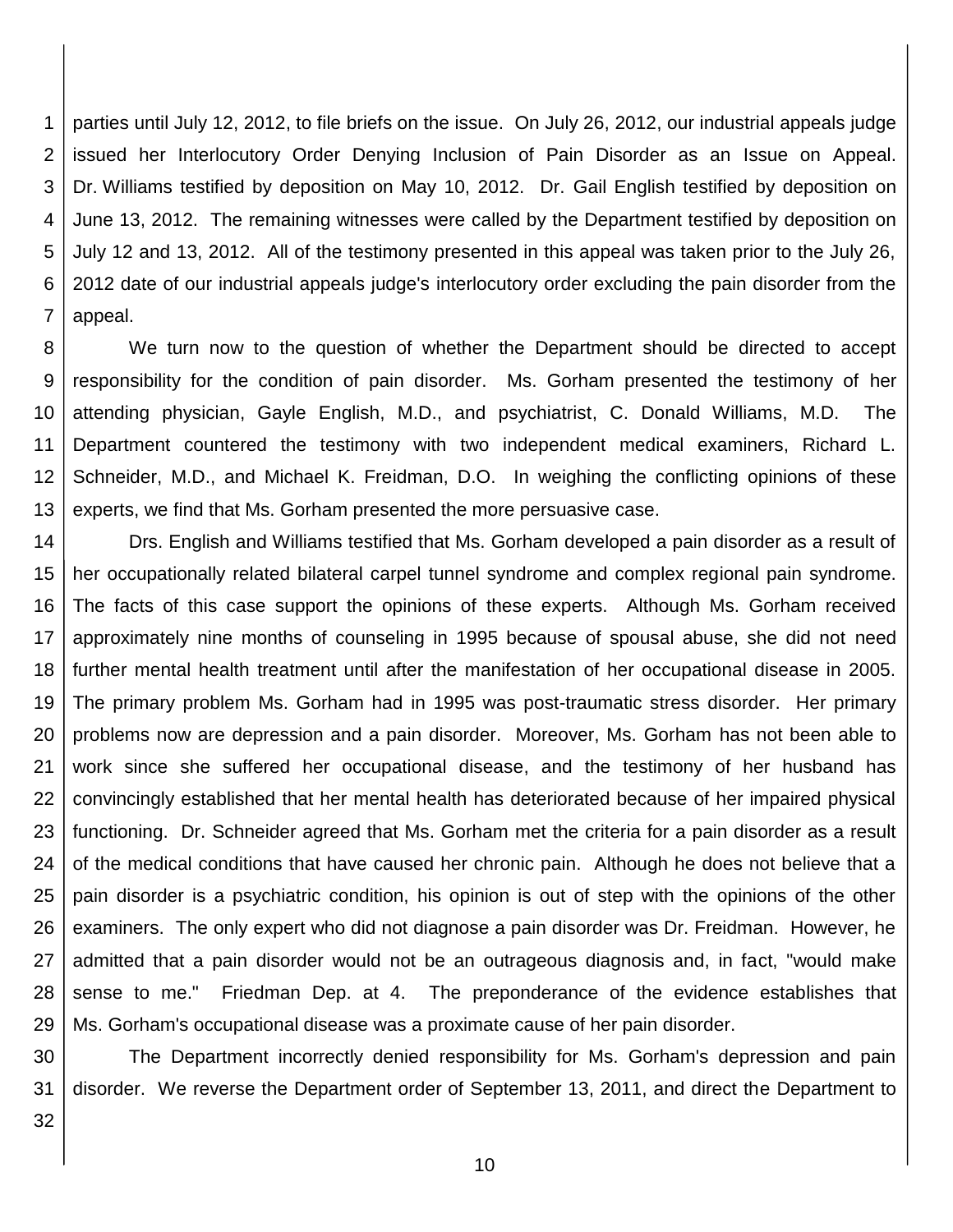parties until July 12, 2012, to file briefs on the issue. On July 26, 2012, our industrial appeals judge issued her Interlocutory Order Denying Inclusion of Pain Disorder as an Issue on Appeal. Dr. Williams testified by deposition on May 10, 2012. Dr. Gail English testified by deposition on June 13, 2012. The remaining witnesses were called by the Department testified by deposition on July 12 and 13, 2012. All of the testimony presented in this appeal was taken prior to the July 26, 2012 date of our industrial appeals judge's interlocutory order excluding the pain disorder from the appeal.

We turn now to the question of whether the Department should be directed to accept responsibility for the condition of pain disorder. Ms. Gorham presented the testimony of her attending physician, Gayle English, M.D., and psychiatrist, C. Donald Williams, M.D. The Department countered the testimony with two independent medical examiners, Richard L. Schneider, M.D., and Michael K. Freidman, D.O. In weighing the conflicting opinions of these experts, we find that Ms. Gorham presented the more persuasive case.

Drs. English and Williams testified that Ms. Gorham developed a pain disorder as a result of her occupationally related bilateral carpel tunnel syndrome and complex regional pain syndrome. The facts of this case support the opinions of these experts. Although Ms. Gorham received approximately nine months of counseling in 1995 because of spousal abuse, she did not need further mental health treatment until after the manifestation of her occupational disease in 2005. The primary problem Ms. Gorham had in 1995 was post-traumatic stress disorder. Her primary problems now are depression and a pain disorder. Moreover, Ms. Gorham has not been able to work since she suffered her occupational disease, and the testimony of her husband has convincingly established that her mental health has deteriorated because of her impaired physical functioning. Dr. Schneider agreed that Ms. Gorham met the criteria for a pain disorder as a result of the medical conditions that have caused her chronic pain. Although he does not believe that a pain disorder is a psychiatric condition, his opinion is out of step with the opinions of the other examiners. The only expert who did not diagnose a pain disorder was Dr. Freidman. However, he admitted that a pain disorder would not be an outrageous diagnosis and, in fact, "would make sense to me." Friedman Dep. at 4. The preponderance of the evidence establishes that Ms. Gorham's occupational disease was a proximate cause of her pain disorder.

The Department incorrectly denied responsibility for Ms. Gorham's depression and pain disorder. We reverse the Department order of September 13, 2011, and direct the Department to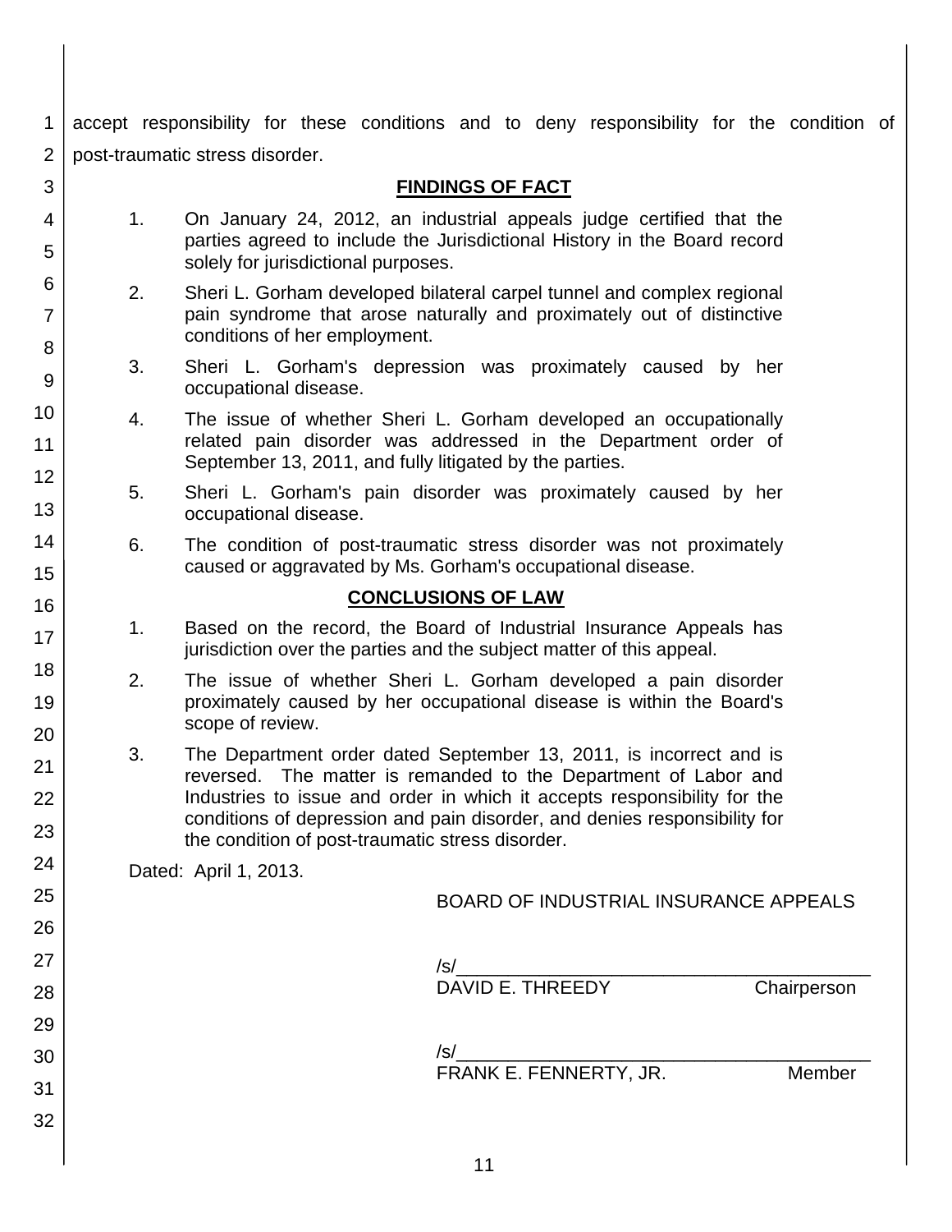accept responsibility for these conditions and to deny responsibility for the condition of post-traumatic stress disorder.

## FINDINGS OF FACT

1. On January 24, 2012, an industrial appeals judge certified that the parties agreed to include the Jurisdictional History in the Board record solely for jurisdictional purposes.

2. Sheri L. Gorham developed bilateral carpel tunnel and complex regional pain syndrome that arose naturally and proximately out of distinctive conditions of her employment.

3. Sheri L. Gorham's depression was proximately caused by her occupational disease.

4. The issue of whether Sheri L. Gorham developed an occupationally related pain disorder was addressed in the Department order of September 13, 2011, and fully litigated by the parties.

5. Sheri L. Gorham's pain disorder was proximately caused by her occupational disease.

6. The condition of post-traumatic stress disorder was not proximately caused or aggravated by Ms. Gorham's occupational disease.

## CONCLUSIONS OF LAW

1. Based on the record, the Board of Industrial Insurance Appeals has jurisdiction over the parties and the subject matter of this appeal.

2. The issue of whether Sheri L. Gorham developed a pain disorder proximately caused by her occupational disease is within the Board's scope of review.

3. The Department order dated September 13, 2011, is incorrect and is reversed. The matter is remanded to the Department of Labor and Industries to issue and order in which it accepts responsibility for the conditions of depression and pain disorder, and denies responsibility for the condition of post-traumatic stress disorder.

Dated: April 1, 2013.

BOARD OF INDUSTRIAL INSURANCE APPEALS

/s/\_\_\_\_\_\_\_\_\_\_\_\_\_\_\_\_\_\_\_\_\_\_\_\_\_\_\_\_\_\_\_\_\_\_\_\_\_\_\_\_
DAVID E. THREEDY Chairperson

/s/\_\_\_\_\_\_\_\_\_\_\_\_\_\_\_\_\_\_\_\_\_\_\_\_\_\_\_\_\_\_\_\_\_\_\_\_\_\_\_\_
FRANK E. FENNERTY, JR. Member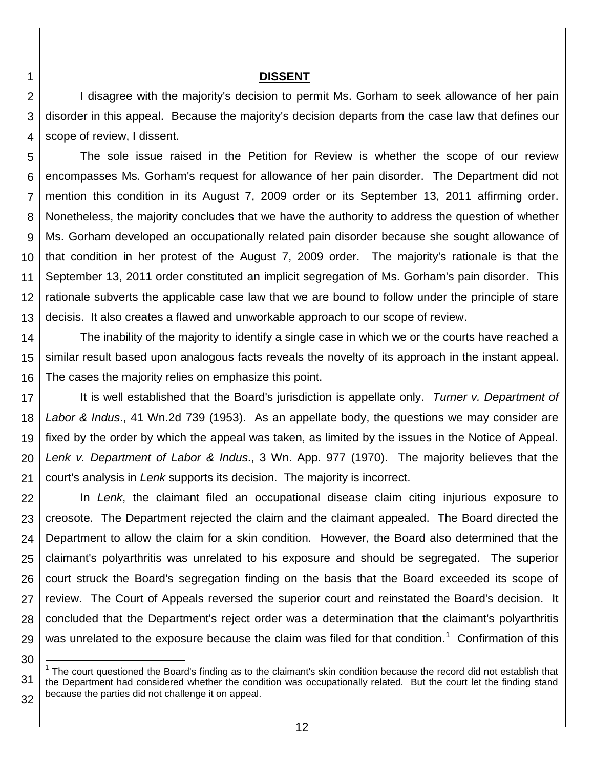## DISSENT

I disagree with the majority's decision to permit Ms. Gorham to seek allowance of her pain disorder in this appeal. Because the majority's decision departs from the case law that defines our scope of review, I dissent.

The sole issue raised in the Petition for Review is whether the scope of our review encompasses Ms. Gorham's request for allowance of her pain disorder. The Department did not mention this condition in its August 7, 2009 order or its September 13, 2011 affirming order. Nonetheless, the majority concludes that we have the authority to address the question of whether Ms. Gorham developed an occupationally related pain disorder because she sought allowance of that condition in her protest of the August 7, 2009 order. The majority's rationale is that the September 13, 2011 order constituted an implicit segregation of Ms. Gorham's pain disorder. This rationale subverts the applicable case law that we are bound to follow under the principle of stare decisis. It also creates a flawed and unworkable approach to our scope of review.

The inability of the majority to identify a single case in which we or the courts have reached a similar result based upon analogous facts reveals the novelty of its approach in the instant appeal. The cases the majority relies on emphasize this point.

It is well established that the Board's jurisdiction is appellate only. *Turner v. Department of Labor & Indus*., 41 Wn.2d 739 (1953). As an appellate body, the questions we may consider are fixed by the order by which the appeal was taken, as limited by the issues in the Notice of Appeal. *Lenk v. Department of Labor & Indus*., 3 Wn. App. 977 (1970). The majority believes that the court's analysis in *Lenk* supports its decision. The majority is incorrect.

In *Lenk*, the claimant filed an occupational disease claim citing injurious exposure to creosote. The Department rejected the claim and the claimant appealed. The Board directed the Department to allow the claim for a skin condition. However, the Board also determined that the claimant's polyarthritis was unrelated to his exposure and should be segregated. The superior court struck the Board's segregation finding on the basis that the Board exceeded its scope of review. The Court of Appeals reversed the superior court and reinstated the Board's decision. It concluded that the Department's reject order was a determination that the claimant's polyarthritis was unrelated to the exposure because the claim was filed for that condition.[1] Confirmation of this

[1] The court questioned the Board's finding as to the claimant's skin condition because the record did not establish that the Department had considered whether the condition was occupationally related. But the court let the finding stand because the parties did not challenge it on appeal.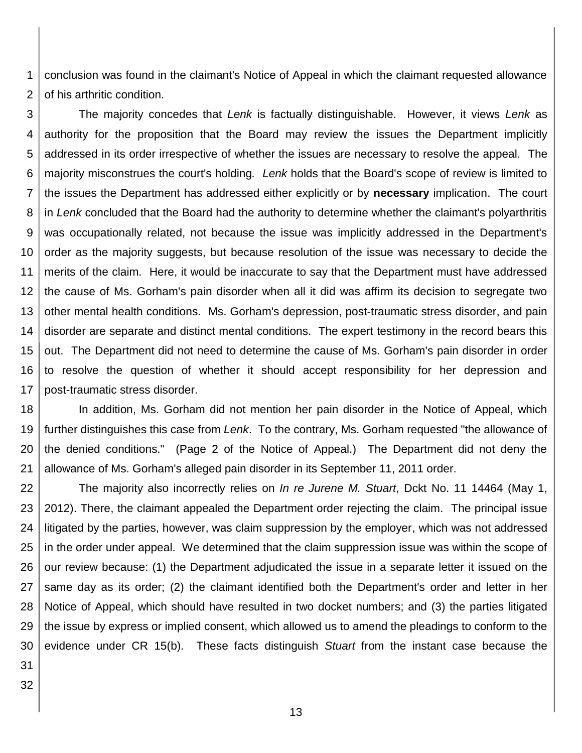conclusion was found in the claimant's Notice of Appeal in which the claimant requested allowance of his arthritic condition.

The majority concedes that *Lenk* is factually distinguishable. However, it views *Lenk* as authority for the proposition that the Board may review the issues the Department implicitly addressed in its order irrespective of whether the issues are necessary to resolve the appeal. The majority misconstrues the court's holding*.* *Lenk* holds that the Board's scope of review is limited to the issues the Department has addressed either explicitly or by **necessary** implication. The court in *Lenk* concluded that the Board had the authority to determine whether the claimant's polyarthritis was occupationally related, not because the issue was implicitly addressed in the Department's order as the majority suggests, but because resolution of the issue was necessary to decide the merits of the claim. Here, it would be inaccurate to say that the Department must have addressed the cause of Ms. Gorham's pain disorder when all it did was affirm its decision to segregate two other mental health conditions. Ms. Gorham's depression, post-traumatic stress disorder, and pain disorder are separate and distinct mental conditions. The expert testimony in the record bears this out. The Department did not need to determine the cause of Ms. Gorham's pain disorder in order to resolve the question of whether it should accept responsibility for her depression and post-traumatic stress disorder.

In addition, Ms. Gorham did not mention her pain disorder in the Notice of Appeal, which further distinguishes this case from *Lenk*. To the contrary, Ms. Gorham requested "the allowance of the denied conditions." (Page 2 of the Notice of Appeal.) The Department did not deny the allowance of Ms. Gorham's alleged pain disorder in its September 11, 2011 order.

The majority also incorrectly relies on *In re Jurene M. Stuart*, Dckt No. 11 14464 (May 1, 2012). There, the claimant appealed the Department order rejecting the claim. The principal issue litigated by the parties, however, was claim suppression by the employer, which was not addressed in the order under appeal. We determined that the claim suppression issue was within the scope of our review because: (1) the Department adjudicated the issue in a separate letter it issued on the same day as its order; (2) the claimant identified both the Department's order and letter in her Notice of Appeal, which should have resulted in two docket numbers; and (3) the parties litigated the issue by express or implied consent, which allowed us to amend the pleadings to conform to the evidence under CR 15(b). These facts distinguish *Stuart* from the instant case because the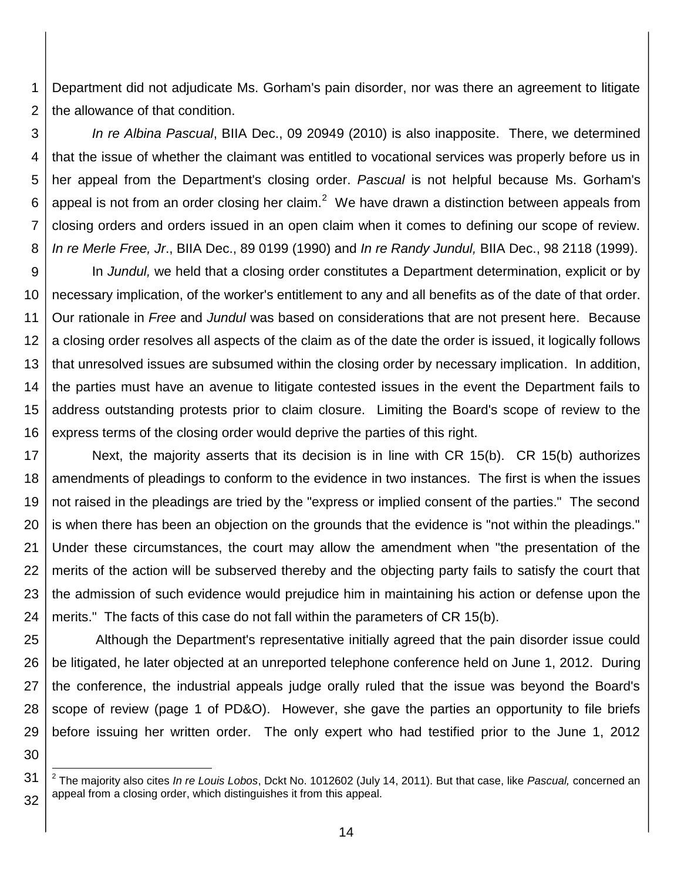Department did not adjudicate Ms. Gorham's pain disorder, nor was there an agreement to litigate the allowance of that condition.

*In re Albina Pascual*, BIIA Dec., 09 20949 (2010) is also inapposite. There, we determined that the issue of whether the claimant was entitled to vocational services was properly before us in her appeal from the Department's closing order. *Pascual* is not helpful because Ms. Gorham's appeal is not from an order closing her claim.[2] We have drawn a distinction between appeals from closing orders and orders issued in an open claim when it comes to defining our scope of review. *In re Merle Free, Jr*., BIIA Dec., 89 0199 (1990) and *In re Randy Jundul,* BIIA Dec., 98 2118 (1999).

In *Jundul,* we held that a closing order constitutes a Department determination, explicit or by necessary implication, of the worker's entitlement to any and all benefits as of the date of that order. Our rationale in *Free* and *Jundul* was based on considerations that are not present here. Because a closing order resolves all aspects of the claim as of the date the order is issued, it logically follows that unresolved issues are subsumed within the closing order by necessary implication. In addition, the parties must have an avenue to litigate contested issues in the event the Department fails to address outstanding protests prior to claim closure. Limiting the Board's scope of review to the express terms of the closing order would deprive the parties of this right.

Next, the majority asserts that its decision is in line with CR 15(b). CR 15(b) authorizes amendments of pleadings to conform to the evidence in two instances. The first is when the issues not raised in the pleadings are tried by the "express or implied consent of the parties." The second is when there has been an objection on the grounds that the evidence is "not within the pleadings." Under these circumstances, the court may allow the amendment when "the presentation of the merits of the action will be subserved thereby and the objecting party fails to satisfy the court that the admission of such evidence would prejudice him in maintaining his action or defense upon the merits." The facts of this case do not fall within the parameters of CR 15(b).

Although the Department's representative initially agreed that the pain disorder issue could be litigated, he later objected at an unreported telephone conference held on June 1, 2012. During the conference, the industrial appeals judge orally ruled that the issue was beyond the Board's scope of review (page 1 of PD&O). However, she gave the parties an opportunity to file briefs before issuing her written order. The only expert who had testified prior to the June 1, 2012

[2] The majority also cites *In re Louis Lobos*, Dckt No. 1012602 (July 14, 2011). But that case, like *Pascual,* concerned an appeal from a closing order, which distinguishes it from this appeal.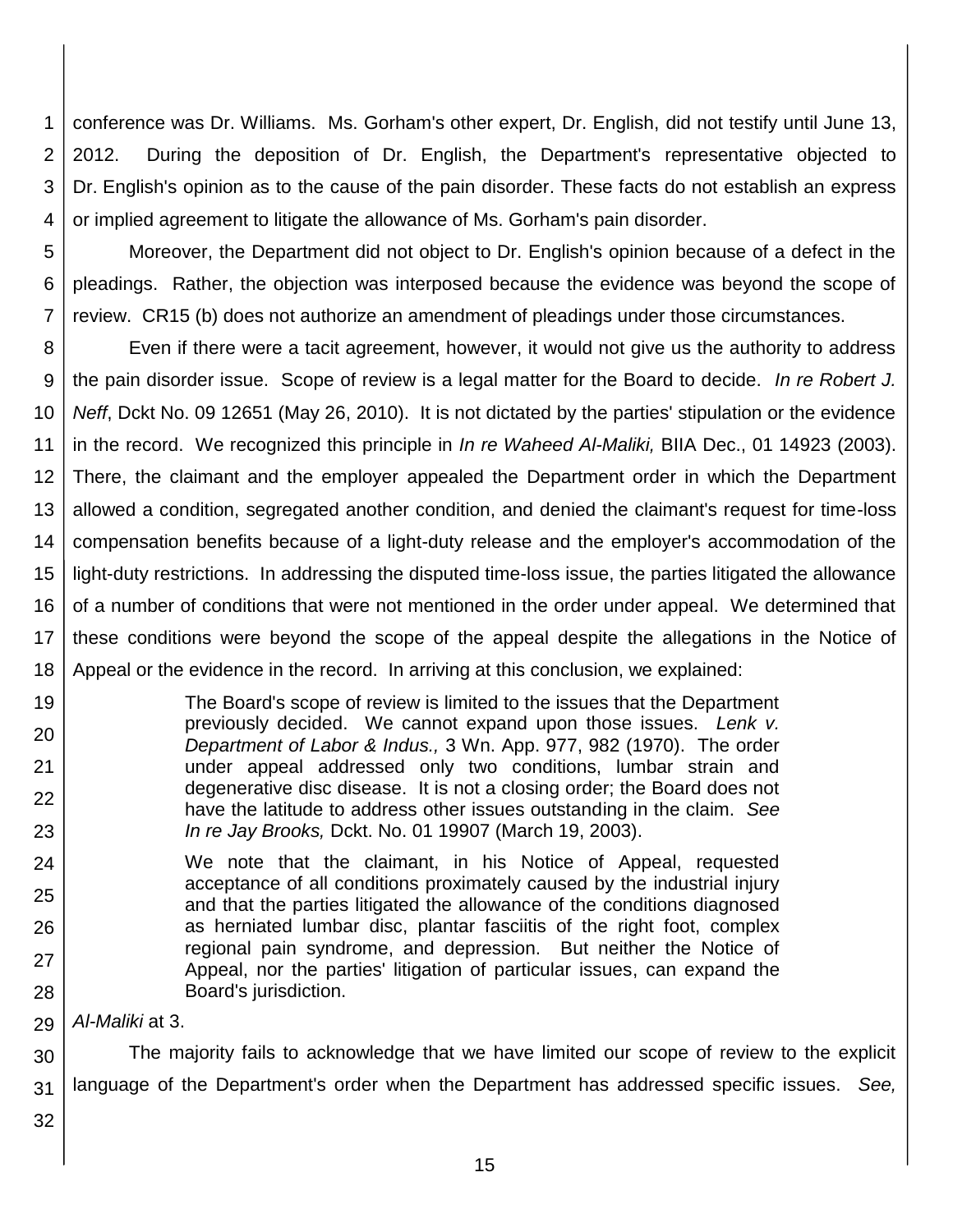conference was Dr. Williams. Ms. Gorham's other expert, Dr. English, did not testify until June 13, 2012. During the deposition of Dr. English, the Department's representative objected to Dr. English's opinion as to the cause of the pain disorder. These facts do not establish an express or implied agreement to litigate the allowance of Ms. Gorham's pain disorder.

Moreover, the Department did not object to Dr. English's opinion because of a defect in the pleadings. Rather, the objection was interposed because the evidence was beyond the scope of review. CR15 (b) does not authorize an amendment of pleadings under those circumstances.

Even if there were a tacit agreement, however, it would not give us the authority to address the pain disorder issue. Scope of review is a legal matter for the Board to decide. *In re Robert J. Neff*, Dckt No. 09 12651 (May 26, 2010). It is not dictated by the parties' stipulation or the evidence in the record. We recognized this principle in *In re Waheed Al-Maliki,* BIIA Dec., 01 14923 (2003). There, the claimant and the employer appealed the Department order in which the Department allowed a condition, segregated another condition, and denied the claimant's request for time-loss compensation benefits because of a light-duty release and the employer's accommodation of the light-duty restrictions. In addressing the disputed time-loss issue, the parties litigated the allowance of a number of conditions that were not mentioned in the order under appeal. We determined that these conditions were beyond the scope of the appeal despite the allegations in the Notice of Appeal or the evidence in the record. In arriving at this conclusion, we explained:

> The Board's scope of review is limited to the issues that the Department previously decided. We cannot expand upon those issues. *Lenk v. Department of Labor & Indus.,* 3 Wn. App. 977, 982 (1970). The order under appeal addressed only two conditions, lumbar strain and degenerative disc disease. It is not a closing order; the Board does not have the latitude to address other issues outstanding in the claim. *See In re Jay Brooks,* Dckt. No. 01 19907 (March 19, 2003).
>
> We note that the claimant, in his Notice of Appeal, requested acceptance of all conditions proximately caused by the industrial injury and that the parties litigated the allowance of the conditions diagnosed as herniated lumbar disc, plantar fasciitis of the right foot, complex regional pain syndrome, and depression. But neither the Notice of Appeal, nor the parties' litigation of particular issues, can expand the Board's jurisdiction.

*Al-Maliki* at 3.

The majority fails to acknowledge that we have limited our scope of review to the explicit language of the Department's order when the Department has addressed specific issues. *See,*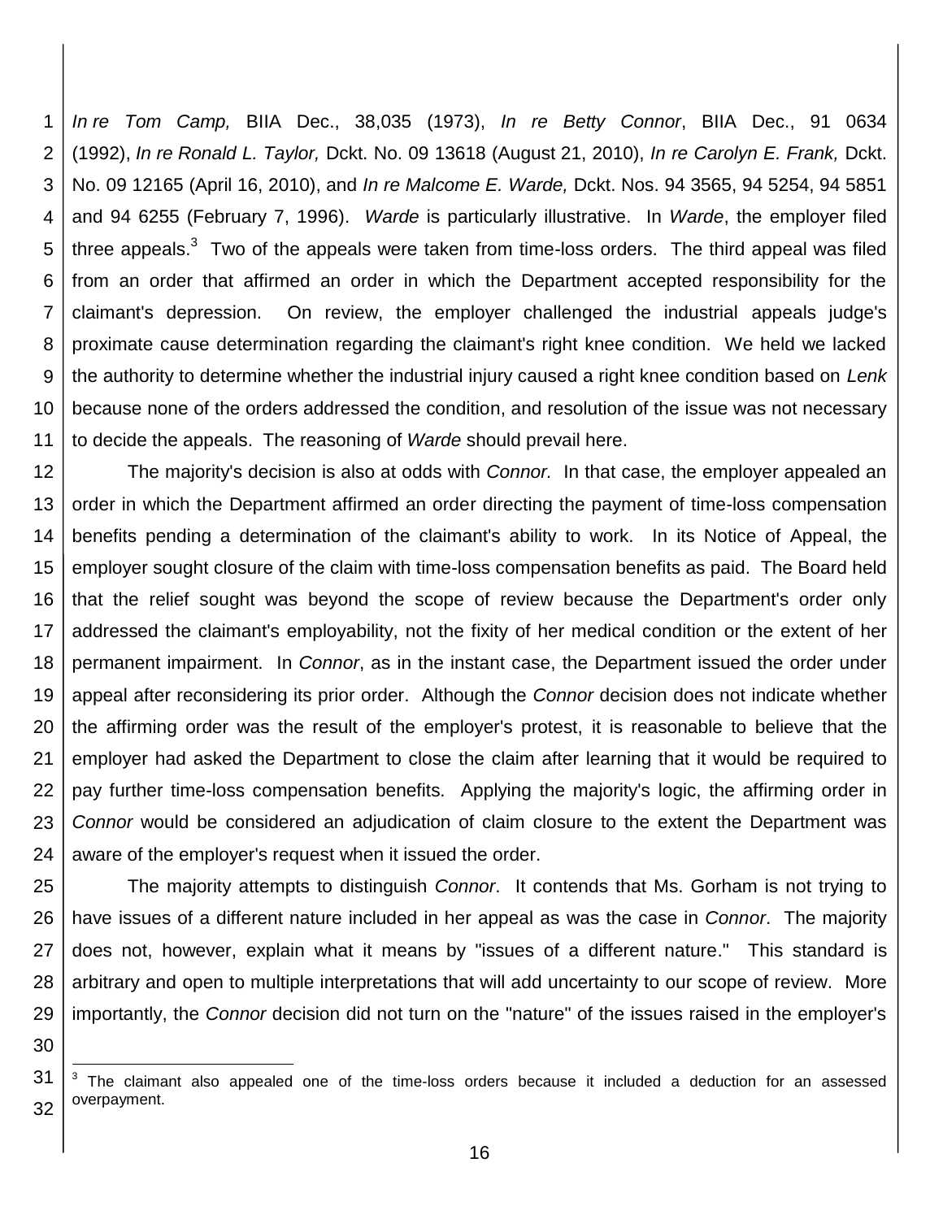*In re Tom Camp,* BIIA Dec., 38,035 (1973), *In re Betty Connor*, BIIA Dec., 91 0634 (1992), *In re Ronald L. Taylor,* Dckt. No. 09 13618 (August 21, 2010), *In re Carolyn E. Frank,* Dckt. No. 09 12165 (April 16, 2010), and *In re Malcome E. Warde,* Dckt. Nos. 94 3565, 94 5254, 94 5851 and 94 6255 (February 7, 1996). *Warde* is particularly illustrative. In *Warde*, the employer filed three appeals.[3] Two of the appeals were taken from time-loss orders. The third appeal was filed from an order that affirmed an order in which the Department accepted responsibility for the claimant's depression. On review, the employer challenged the industrial appeals judge's proximate cause determination regarding the claimant's right knee condition. We held we lacked the authority to determine whether the industrial injury caused a right knee condition based on *Lenk* because none of the orders addressed the condition, and resolution of the issue was not necessary to decide the appeals. The reasoning of *Warde* should prevail here.

The majority's decision is also at odds with *Connor.* In that case, the employer appealed an order in which the Department affirmed an order directing the payment of time-loss compensation benefits pending a determination of the claimant's ability to work. In its Notice of Appeal, the employer sought closure of the claim with time-loss compensation benefits as paid. The Board held that the relief sought was beyond the scope of review because the Department's order only addressed the claimant's employability, not the fixity of her medical condition or the extent of her permanent impairment. In *Connor*, as in the instant case, the Department issued the order under appeal after reconsidering its prior order. Although the *Connor* decision does not indicate whether the affirming order was the result of the employer's protest, it is reasonable to believe that the employer had asked the Department to close the claim after learning that it would be required to pay further time-loss compensation benefits. Applying the majority's logic, the affirming order in *Connor* would be considered an adjudication of claim closure to the extent the Department was aware of the employer's request when it issued the order.

The majority attempts to distinguish *Connor*. It contends that Ms. Gorham is not trying to have issues of a different nature included in her appeal as was the case in *Connor*. The majority does not, however, explain what it means by "issues of a different nature." This standard is arbitrary and open to multiple interpretations that will add uncertainty to our scope of review. More importantly, the *Connor* decision did not turn on the "nature" of the issues raised in the employer's

[3] The claimant also appealed one of the time-loss orders because it included a deduction for an assessed overpayment.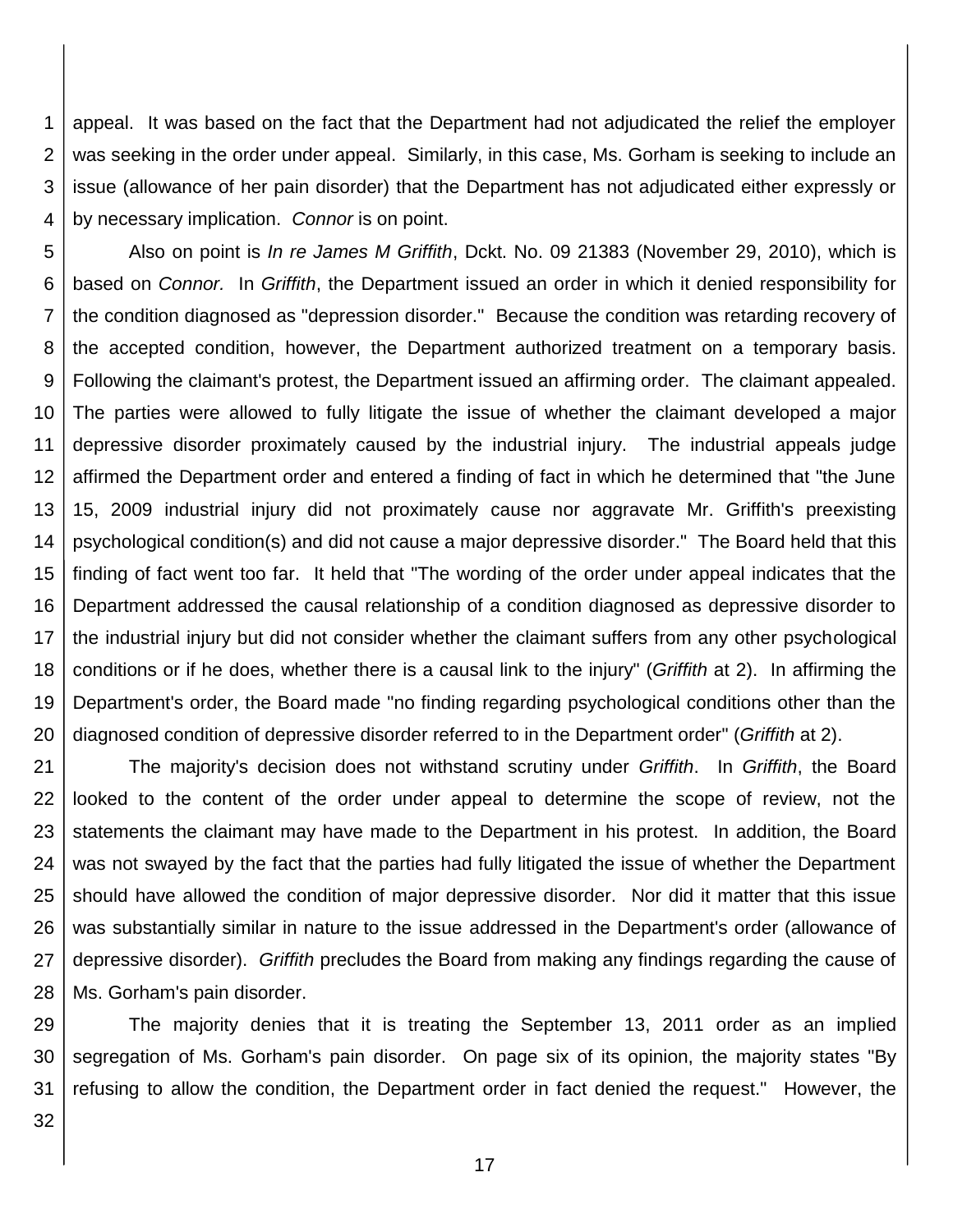appeal. It was based on the fact that the Department had not adjudicated the relief the employer was seeking in the order under appeal. Similarly, in this case, Ms. Gorham is seeking to include an issue (allowance of her pain disorder) that the Department has not adjudicated either expressly or by necessary implication. *Connor* is on point.

Also on point is *In re James M Griffith*, Dckt. No. 09 21383 (November 29, 2010), which is based on *Connor.* In *Griffith*, the Department issued an order in which it denied responsibility for the condition diagnosed as "depression disorder." Because the condition was retarding recovery of the accepted condition, however, the Department authorized treatment on a temporary basis. Following the claimant's protest, the Department issued an affirming order. The claimant appealed. The parties were allowed to fully litigate the issue of whether the claimant developed a major depressive disorder proximately caused by the industrial injury. The industrial appeals judge affirmed the Department order and entered a finding of fact in which he determined that "the June 15, 2009 industrial injury did not proximately cause nor aggravate Mr. Griffith's preexisting psychological condition(s) and did not cause a major depressive disorder." The Board held that this finding of fact went too far. It held that "The wording of the order under appeal indicates that the Department addressed the causal relationship of a condition diagnosed as depressive disorder to the industrial injury but did not consider whether the claimant suffers from any other psychological conditions or if he does, whether there is a causal link to the injury" (*Griffith* at 2). In affirming the Department's order, the Board made "no finding regarding psychological conditions other than the diagnosed condition of depressive disorder referred to in the Department order" (*Griffith* at 2).

The majority's decision does not withstand scrutiny under *Griffith*. In *Griffith*, the Board looked to the content of the order under appeal to determine the scope of review, not the statements the claimant may have made to the Department in his protest. In addition, the Board was not swayed by the fact that the parties had fully litigated the issue of whether the Department should have allowed the condition of major depressive disorder. Nor did it matter that this issue was substantially similar in nature to the issue addressed in the Department's order (allowance of depressive disorder). *Griffith* precludes the Board from making any findings regarding the cause of Ms. Gorham's pain disorder.

The majority denies that it is treating the September 13, 2011 order as an implied segregation of Ms. Gorham's pain disorder. On page six of its opinion, the majority states "By refusing to allow the condition, the Department order in fact denied the request." However, the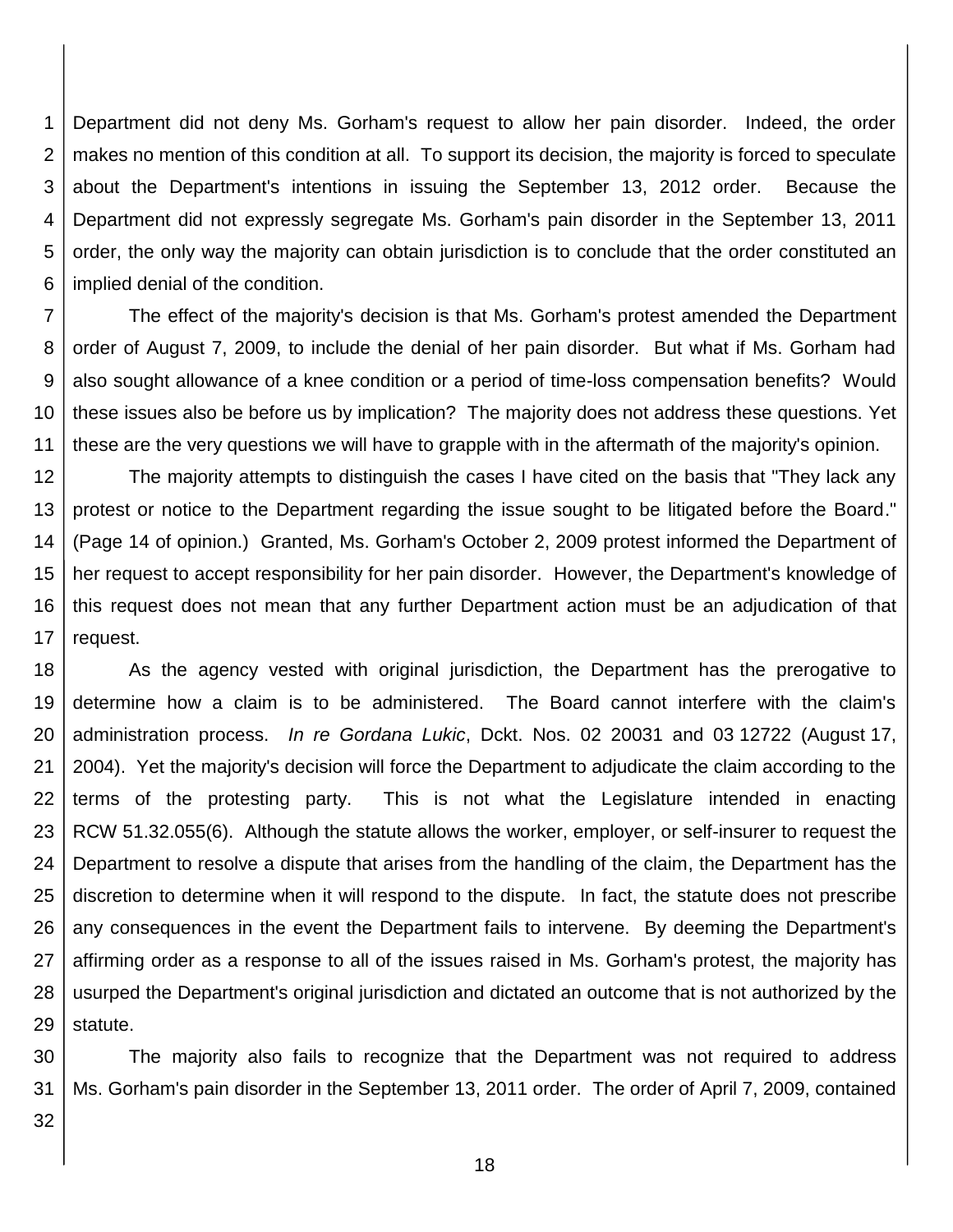Department did not deny Ms. Gorham's request to allow her pain disorder. Indeed, the order makes no mention of this condition at all. To support its decision, the majority is forced to speculate about the Department's intentions in issuing the September 13, 2012 order. Because the Department did not expressly segregate Ms. Gorham's pain disorder in the September 13, 2011 order, the only way the majority can obtain jurisdiction is to conclude that the order constituted an implied denial of the condition.

The effect of the majority's decision is that Ms. Gorham's protest amended the Department order of August 7, 2009, to include the denial of her pain disorder. But what if Ms. Gorham had also sought allowance of a knee condition or a period of time-loss compensation benefits? Would these issues also be before us by implication? The majority does not address these questions. Yet these are the very questions we will have to grapple with in the aftermath of the majority's opinion.

The majority attempts to distinguish the cases I have cited on the basis that "They lack any protest or notice to the Department regarding the issue sought to be litigated before the Board." (Page 14 of opinion.) Granted, Ms. Gorham's October 2, 2009 protest informed the Department of her request to accept responsibility for her pain disorder. However, the Department's knowledge of this request does not mean that any further Department action must be an adjudication of that request.

As the agency vested with original jurisdiction, the Department has the prerogative to determine how a claim is to be administered. The Board cannot interfere with the claim's administration process. *In re Gordana Lukic*, Dckt. Nos. 02 20031 and 03 12722 (August 17, 2004). Yet the majority's decision will force the Department to adjudicate the claim according to the terms of the protesting party. This is not what the Legislature intended in enacting RCW 51.32.055(6). Although the statute allows the worker, employer, or self-insurer to request the Department to resolve a dispute that arises from the handling of the claim, the Department has the discretion to determine when it will respond to the dispute. In fact, the statute does not prescribe any consequences in the event the Department fails to intervene. By deeming the Department's affirming order as a response to all of the issues raised in Ms. Gorham's protest, the majority has usurped the Department's original jurisdiction and dictated an outcome that is not authorized by the statute.

The majority also fails to recognize that the Department was not required to address Ms. Gorham's pain disorder in the September 13, 2011 order. The order of April 7, 2009, contained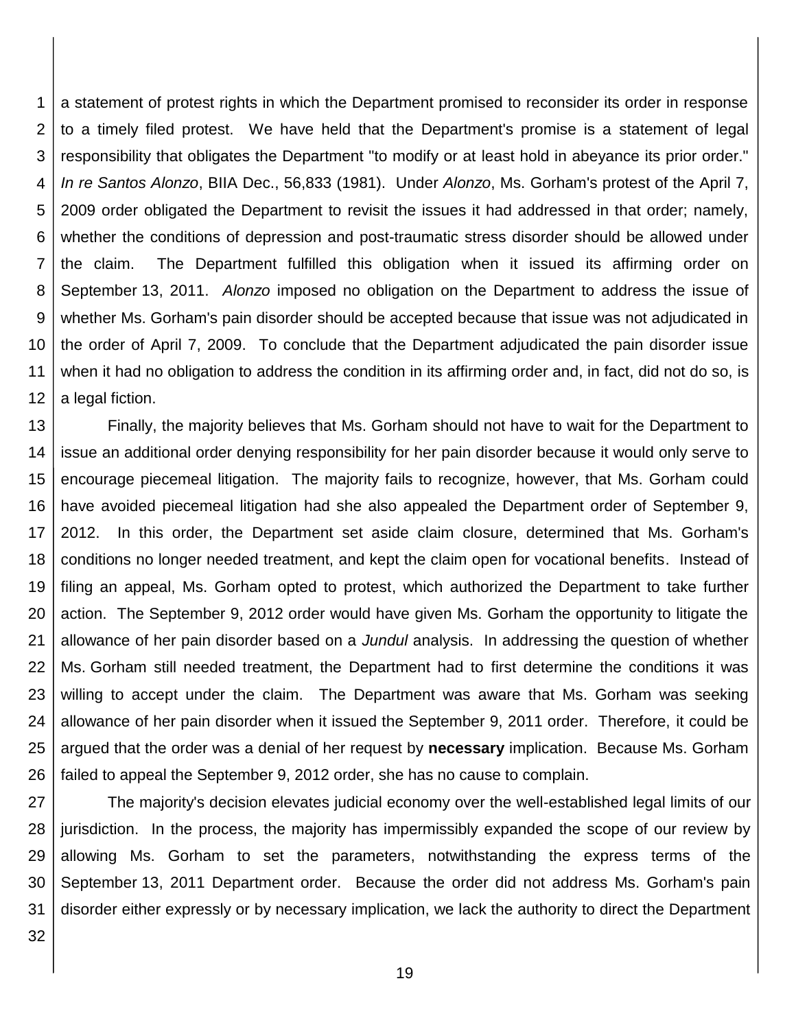a statement of protest rights in which the Department promised to reconsider its order in response to a timely filed protest. We have held that the Department's promise is a statement of legal responsibility that obligates the Department "to modify or at least hold in abeyance its prior order." *In re Santos Alonzo*, BIIA Dec., 56,833 (1981). Under *Alonzo*, Ms. Gorham's protest of the April 7, 2009 order obligated the Department to revisit the issues it had addressed in that order; namely, whether the conditions of depression and post-traumatic stress disorder should be allowed under the claim. The Department fulfilled this obligation when it issued its affirming order on September 13, 2011. *Alonzo* imposed no obligation on the Department to address the issue of whether Ms. Gorham's pain disorder should be accepted because that issue was not adjudicated in the order of April 7, 2009. To conclude that the Department adjudicated the pain disorder issue when it had no obligation to address the condition in its affirming order and, in fact, did not do so, is a legal fiction.

Finally, the majority believes that Ms. Gorham should not have to wait for the Department to issue an additional order denying responsibility for her pain disorder because it would only serve to encourage piecemeal litigation. The majority fails to recognize, however, that Ms. Gorham could have avoided piecemeal litigation had she also appealed the Department order of September 9, 2012. In this order, the Department set aside claim closure, determined that Ms. Gorham's conditions no longer needed treatment, and kept the claim open for vocational benefits. Instead of filing an appeal, Ms. Gorham opted to protest, which authorized the Department to take further action. The September 9, 2012 order would have given Ms. Gorham the opportunity to litigate the allowance of her pain disorder based on a *Jundul* analysis. In addressing the question of whether Ms. Gorham still needed treatment, the Department had to first determine the conditions it was willing to accept under the claim. The Department was aware that Ms. Gorham was seeking allowance of her pain disorder when it issued the September 9, 2011 order. Therefore, it could be argued that the order was a denial of her request by **necessary** implication. Because Ms. Gorham failed to appeal the September 9, 2012 order, she has no cause to complain.

The majority's decision elevates judicial economy over the well-established legal limits of our jurisdiction. In the process, the majority has impermissibly expanded the scope of our review by allowing Ms. Gorham to set the parameters, notwithstanding the express terms of the September 13, 2011 Department order. Because the order did not address Ms. Gorham's pain disorder either expressly or by necessary implication, we lack the authority to direct the Department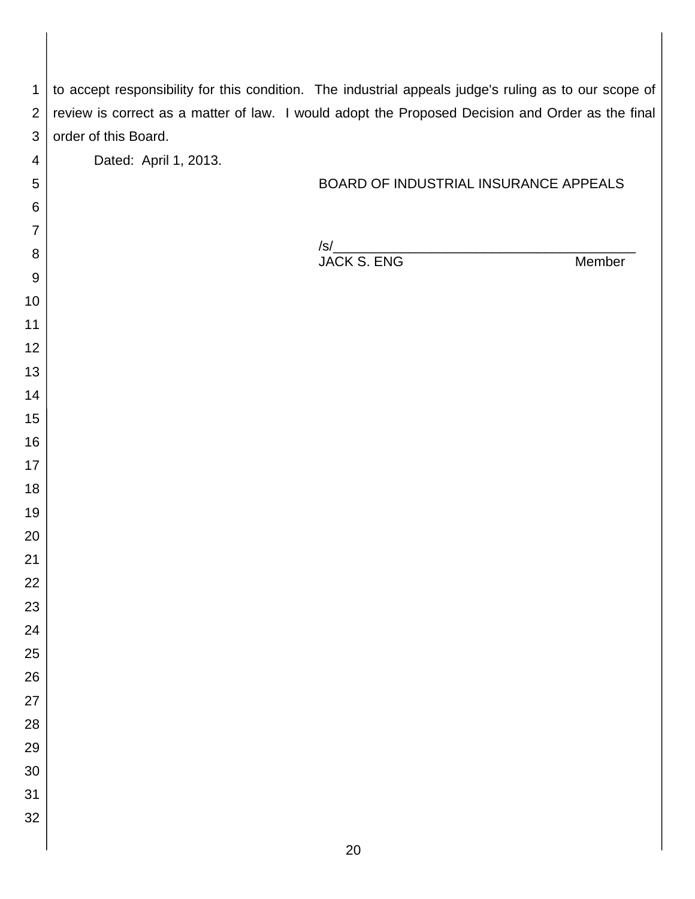to accept responsibility for this condition. The industrial appeals judge's ruling as to our scope of review is correct as a matter of law. I would adopt the Proposed Decision and Order as the final order of this Board.

Dated: April 1, 2013.

BOARD OF INDUSTRIAL INSURANCE APPEALS

/s/________________________________________
JACK S. ENG Member